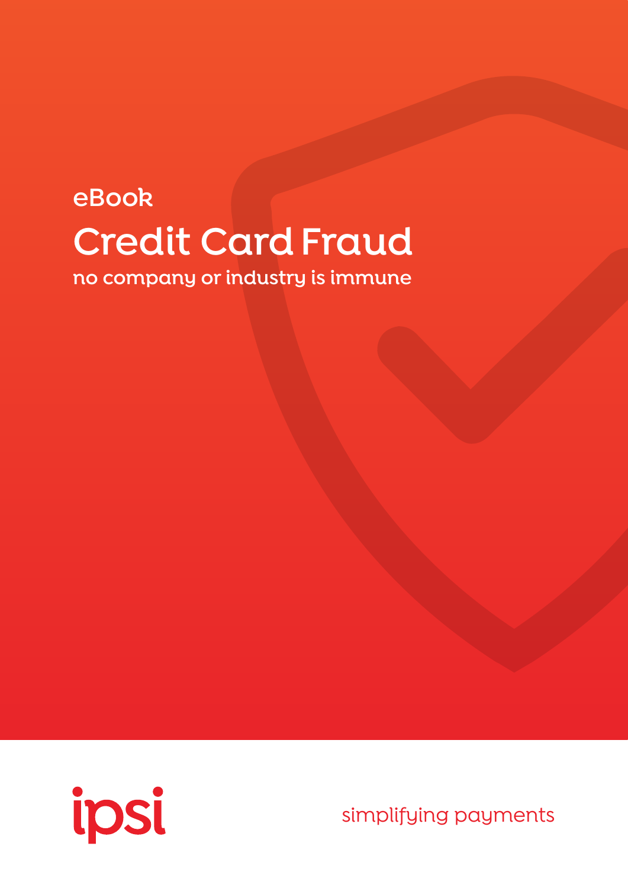eBook

# Credit Card Fraud

no company or industry is immune

ipsi

simplifying payments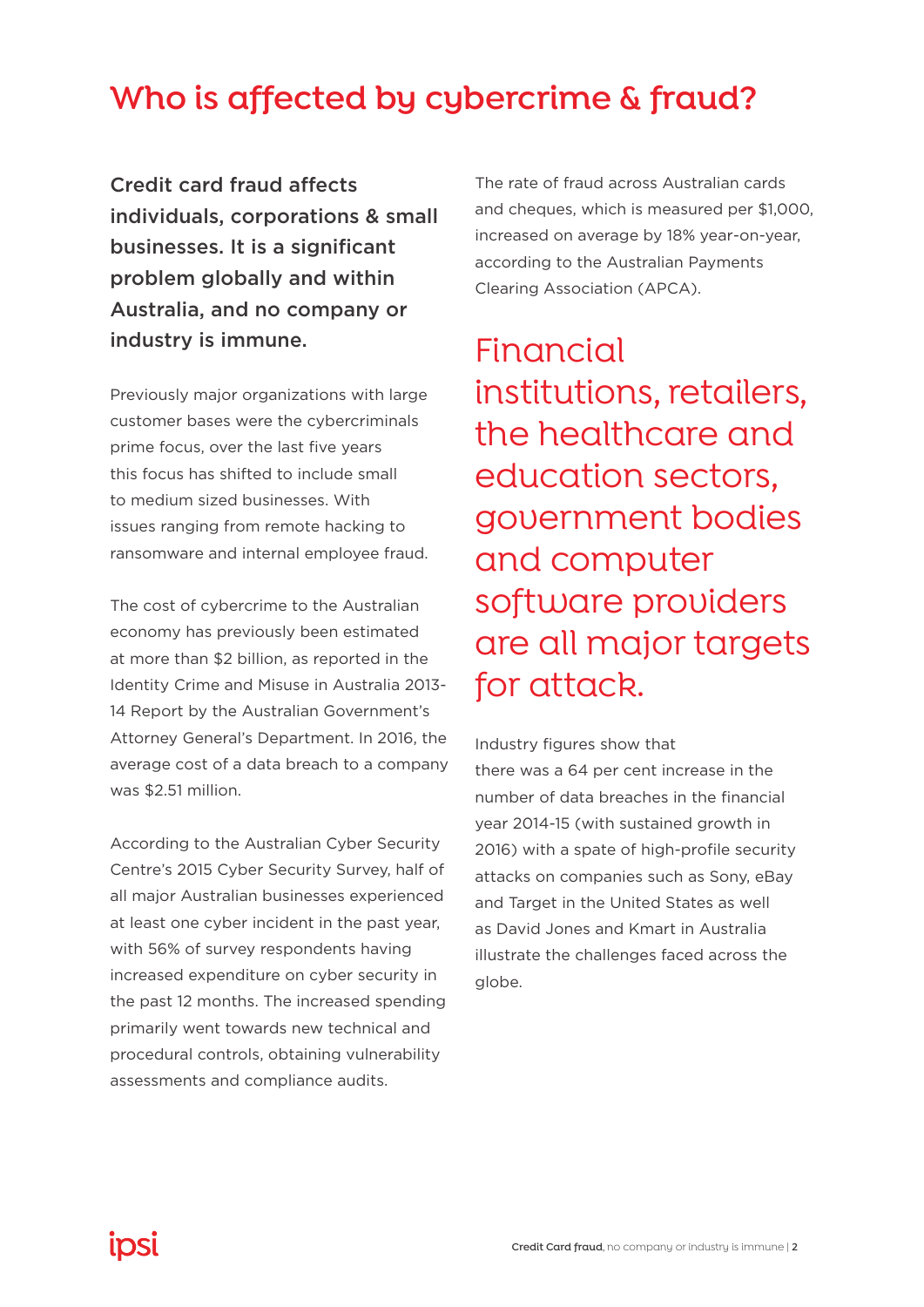# Who is affected by cybercrime & fraud?

**Credit card fraud affects individuals, corporations & small businesses. It is a significant problem globally and within Australia, and no company or industry is immune.**

Previously major organizations with large customer bases were the cybercriminals prime focus, over the last five years this focus has shifted to include small to medium sized businesses. With issues ranging from remote hacking to ransomware and internal employee fraud.

The cost of cybercrime to the Australian economy has previously been estimated at more than $2 billion, as reported in the Identity Crime and Misuse in Australia 2013-14 Report by the Australian Government's Attorney General's Department. In 2016, the average cost of a data breach to a company was $2.51 million.

According to the Australian Cyber Security Centre's 2015 Cyber Security Survey, half of all major Australian businesses experienced at least one cyber incident in the past year, with 56% of survey respondents having increased expenditure on cyber security in the past 12 months. The increased spending primarily went towards new technical and procedural controls, obtaining vulnerability assessments and compliance audits.

The rate of fraud across Australian cards and cheques, which is measured per $1,000, increased on average by 18% year-on-year, according to the Australian Payments Clearing Association (APCA).

## Financial institutions, retailers, the healthcare and education sectors, government bodies and computer software providers are all major targets for attack.

Industry figures show that there was a 64 per cent increase in the number of data breaches in the financial year 2014-15 (with sustained growth in 2016) with a spate of high-profile security attacks on companies such as Sony, eBay and Target in the United States as well as David Jones and Kmart in Australia illustrate the challenges faced across the globe.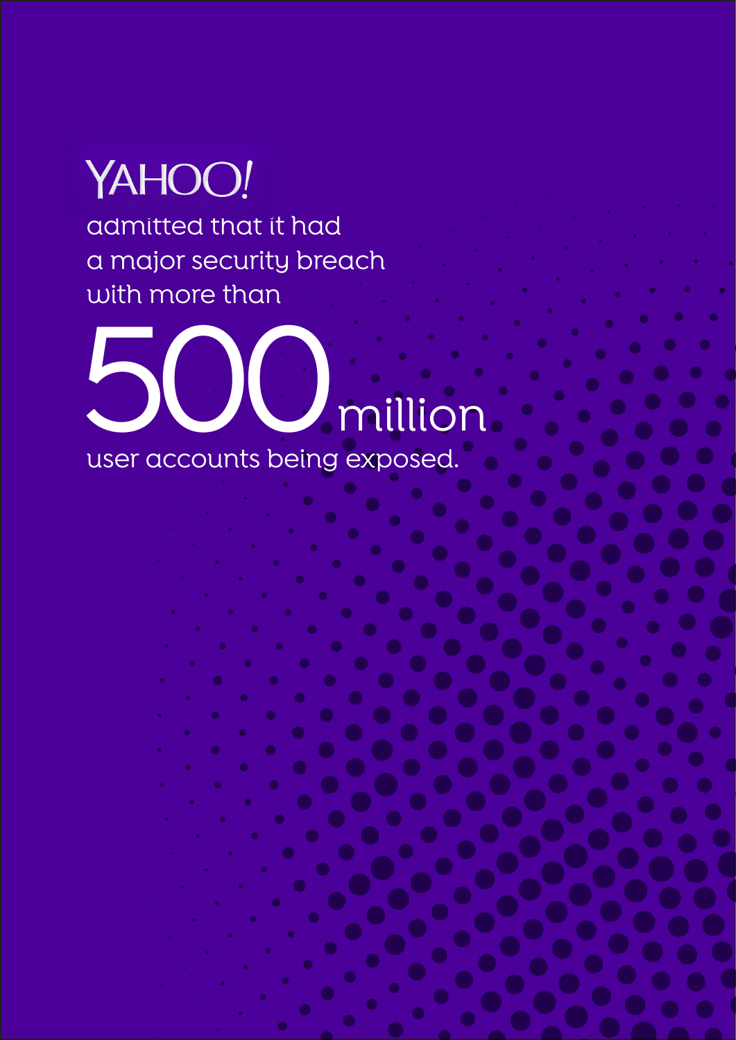YAHOO!

admitted that it had a major security breach with more than

# 500 million

user accounts being exposed.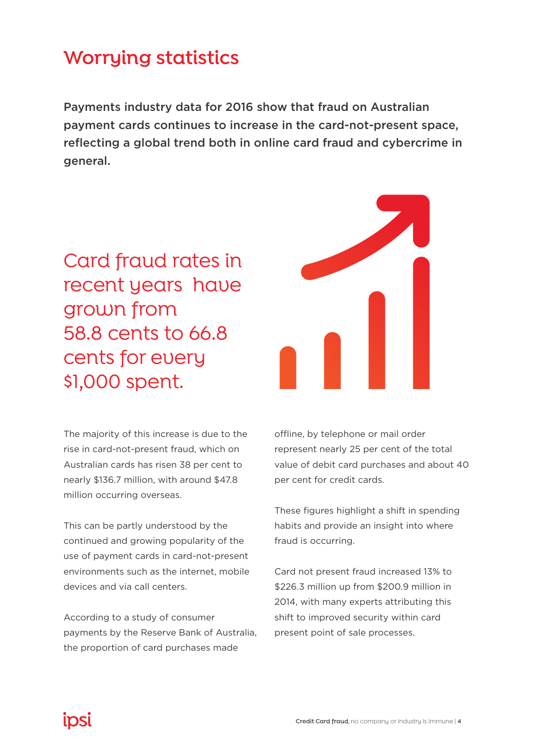# Worrying statistics

**Payments industry data for 2016 show that fraud on Australian payment cards continues to increase in the card-not-present space, reflecting a global trend both in online card fraud and cybercrime in general.**

Card fraud rates in recent years have grown from 58.8 cents to 66.8 cents for every $1,000 spent.

The majority of this increase is due to the rise in card-not-present fraud, which on Australian cards has risen 38 per cent to nearly $136.7 million, with around $47.8 million occurring overseas.

This can be partly understood by the continued and growing popularity of the use of payment cards in card-not-present environments such as the internet, mobile devices and via call centers.

According to a study of consumer payments by the Reserve Bank of Australia, the proportion of card purchases made offline, by telephone or mail order represent nearly 25 per cent of the total value of debit card purchases and about 40 per cent for credit cards.

These figures highlight a shift in spending habits and provide an insight into where fraud is occurring.

Card not present fraud increased 13% to $226.3 million up from $200.9 million in 2014, with many experts attributing this shift to improved security within card present point of sale processes.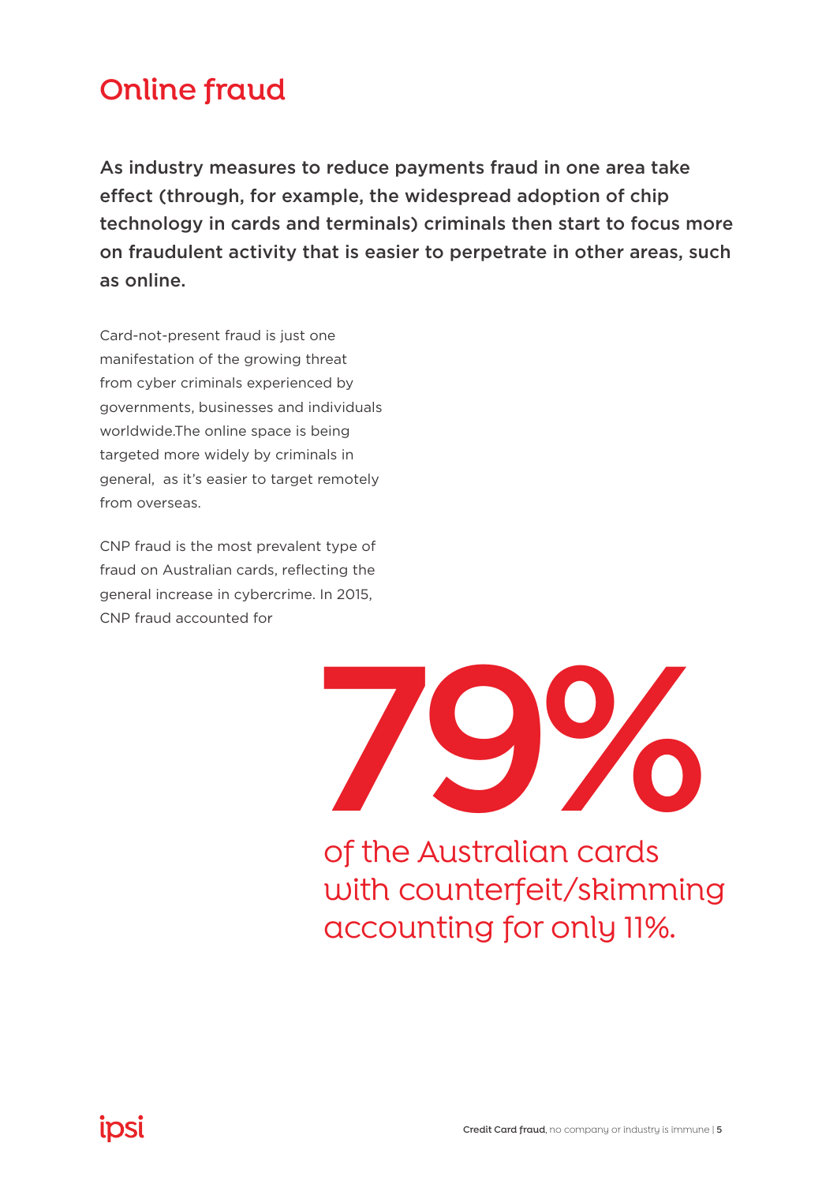# Online fraud

**As industry measures to reduce payments fraud in one area take effect (through, for example, the widespread adoption of chip technology in cards and terminals) criminals then start to focus more on fraudulent activity that is easier to perpetrate in other areas, such as online.**

Card-not-present fraud is just one manifestation of the growing threat from cyber criminals experienced by governments, businesses and individuals worldwide.The online space is being targeted more widely by criminals in general, as it's easier to target remotely from overseas.

CNP fraud is the most prevalent type of fraud on Australian cards, reflecting the general increase in cybercrime. In 2015, CNP fraud accounted for

# 79%

of the Australian cards with counterfeit/skimming accounting for only 11%.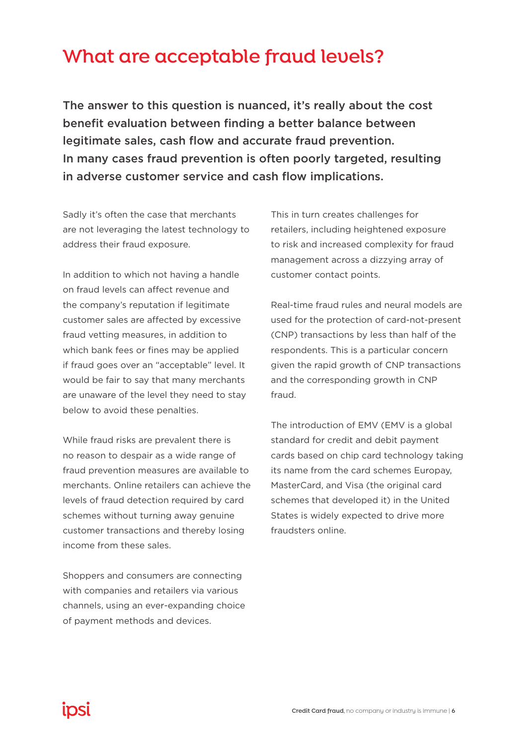# What are acceptable fraud levels?

**The answer to this question is nuanced, it's really about the cost benefit evaluation between finding a better balance between legitimate sales, cash flow and accurate fraud prevention. In many cases fraud prevention is often poorly targeted, resulting in adverse customer service and cash flow implications.**

Sadly it's often the case that merchants are not leveraging the latest technology to address their fraud exposure.

In addition to which not having a handle on fraud levels can affect revenue and the company's reputation if legitimate customer sales are affected by excessive fraud vetting measures, in addition to which bank fees or fines may be applied if fraud goes over an "acceptable" level. It would be fair to say that many merchants are unaware of the level they need to stay below to avoid these penalties.

While fraud risks are prevalent there is no reason to despair as a wide range of fraud prevention measures are available to merchants. Online retailers can achieve the levels of fraud detection required by card schemes without turning away genuine customer transactions and thereby losing income from these sales.

Shoppers and consumers are connecting with companies and retailers via various channels, using an ever-expanding choice of payment methods and devices.

This in turn creates challenges for retailers, including heightened exposure to risk and increased complexity for fraud management across a dizzying array of customer contact points.

Real-time fraud rules and neural models are used for the protection of card-not-present (CNP) transactions by less than half of the respondents. This is a particular concern given the rapid growth of CNP transactions and the corresponding growth in CNP fraud.

The introduction of EMV (EMV is a global standard for credit and debit payment cards based on chip card technology taking its name from the card schemes Europay, MasterCard, and Visa (the original card schemes that developed it) in the United States is widely expected to drive more fraudsters online.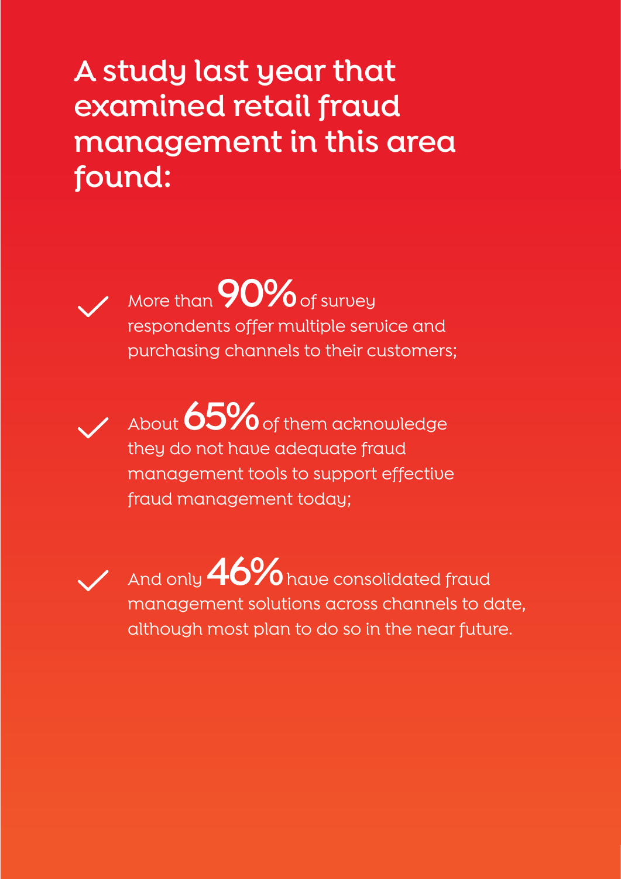# A study last year that examined retail fraud management in this area found:

- More than **90%** of survey respondents offer multiple service and purchasing channels to their customers;
- About **65%** of them acknowledge they do not have adequate fraud management tools to support effective fraud management today;
- And only **46%** have consolidated fraud management solutions across channels to date, although most plan to do so in the near future.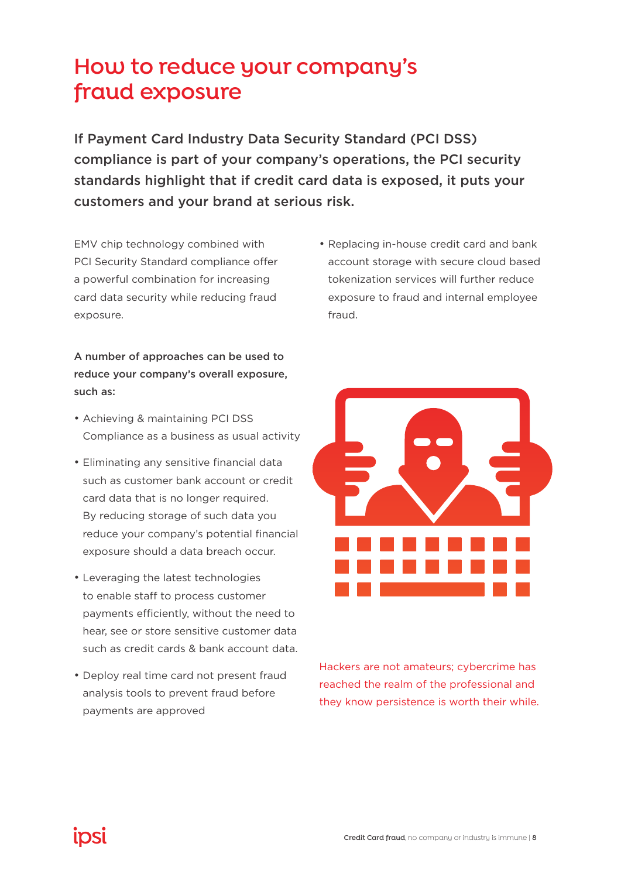# How to reduce your company's fraud exposure

**If Payment Card Industry Data Security Standard (PCI DSS) compliance is part of your company's operations, the PCI security standards highlight that if credit card data is exposed, it puts your customers and your brand at serious risk.**

EMV chip technology combined with PCI Security Standard compliance offer a powerful combination for increasing card data security while reducing fraud exposure.

**A number of approaches can be used to reduce your company's overall exposure, such as:**

- Achieving & maintaining PCI DSS Compliance as a business as usual activity
- Eliminating any sensitive financial data such as customer bank account or credit card data that is no longer required. By reducing storage of such data you reduce your company's potential financial exposure should a data breach occur.
- Leveraging the latest technologies to enable staff to process customer payments efficiently, without the need to hear, see or store sensitive customer data such as credit cards & bank account data.
- Deploy real time card not present fraud analysis tools to prevent fraud before payments are approved
- Replacing in-house credit card and bank account storage with secure cloud based tokenization services will further reduce exposure to fraud and internal employee fraud.

Hackers are not amateurs; cybercrime has reached the realm of the professional and they know persistence is worth their while.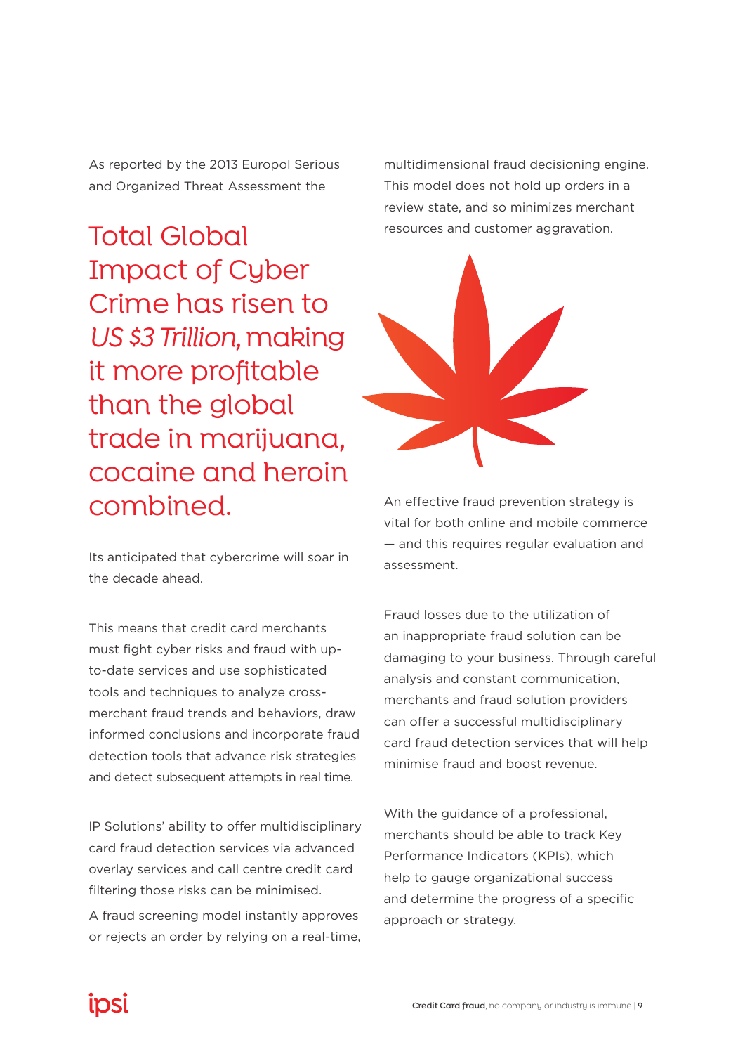As reported by the 2013 Europol Serious and Organized Threat Assessment the

## Total Global Impact of Cyber Crime has risen to *US $3 Trillion*, making it more profitable than the global trade in marijuana, cocaine and heroin combined.

Its anticipated that cybercrime will soar in the decade ahead.

This means that credit card merchants must fight cyber risks and fraud with up-to-date services and use sophisticated tools and techniques to analyze cross-merchant fraud trends and behaviors, draw informed conclusions and incorporate fraud detection tools that advance risk strategies and detect subsequent attempts in real time.

IP Solutions' ability to offer multidisciplinary card fraud detection services via advanced overlay services and call centre credit card filtering those risks can be minimised.

A fraud screening model instantly approves or rejects an order by relying on a real-time, multidimensional fraud decisioning engine. This model does not hold up orders in a review state, and so minimizes merchant resources and customer aggravation.

An effective fraud prevention strategy is vital for both online and mobile commerce — and this requires regular evaluation and assessment.

Fraud losses due to the utilization of an inappropriate fraud solution can be damaging to your business. Through careful analysis and constant communication, merchants and fraud solution providers can offer a successful multidisciplinary card fraud detection services that will help minimise fraud and boost revenue.

With the guidance of a professional, merchants should be able to track Key Performance Indicators (KPIs), which help to gauge organizational success and determine the progress of a specific approach or strategy.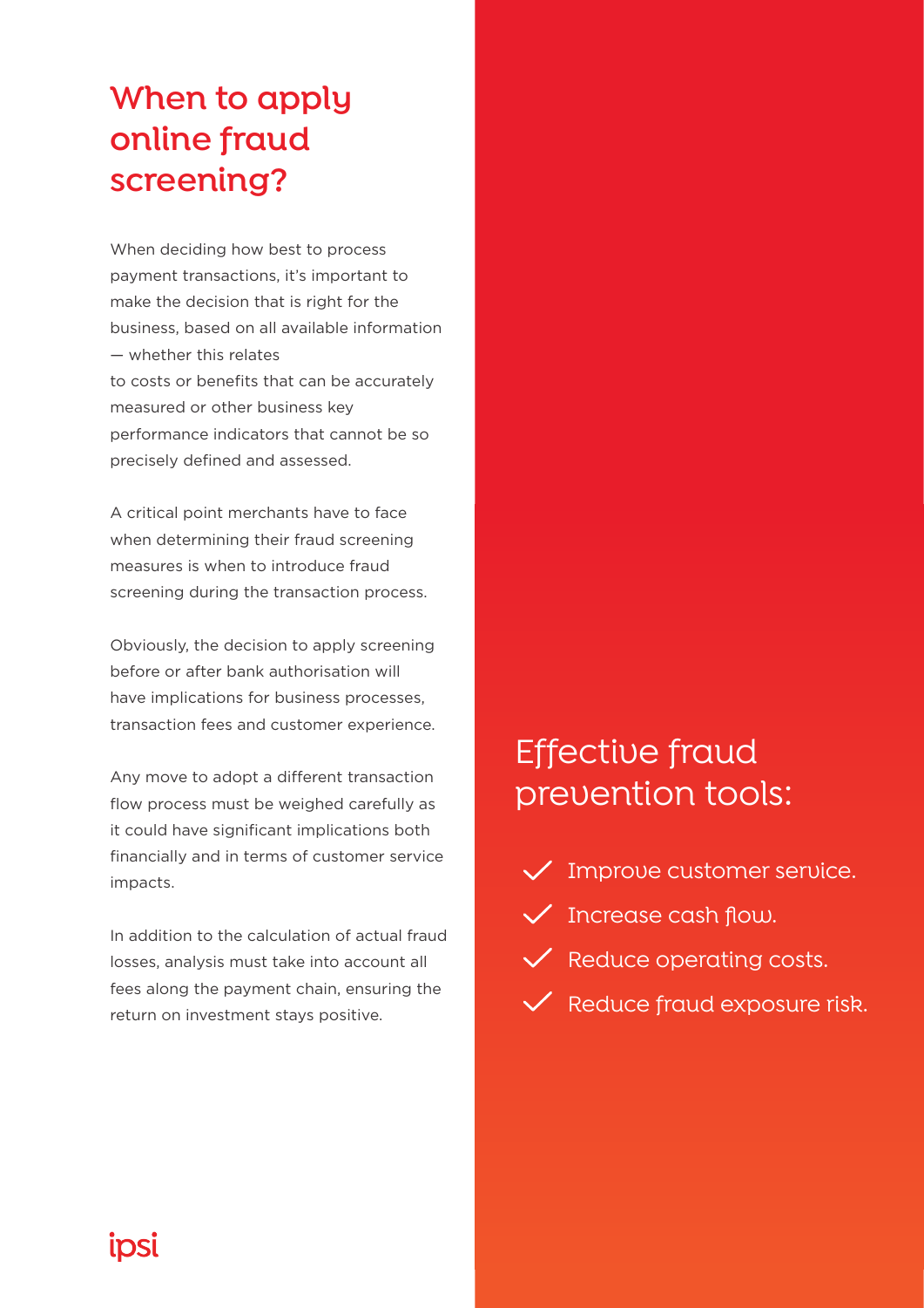# When to apply online fraud screening?

When deciding how best to process payment transactions, it's important to make the decision that is right for the business, based on all available information — whether this relates to costs or benefits that can be accurately measured or other business key performance indicators that cannot be so precisely defined and assessed.

A critical point merchants have to face when determining their fraud screening measures is when to introduce fraud screening during the transaction process.

Obviously, the decision to apply screening before or after bank authorisation will have implications for business processes, transaction fees and customer experience.

Any move to adopt a different transaction flow process must be weighed carefully as it could have significant implications both financially and in terms of customer service impacts.

In addition to the calculation of actual fraud losses, analysis must take into account all fees along the payment chain, ensuring the return on investment stays positive.

## Effective fraud prevention tools:

- Improve customer service.
- Increase cash flow.
- Reduce operating costs.
- Reduce fraud exposure risk.

ipsi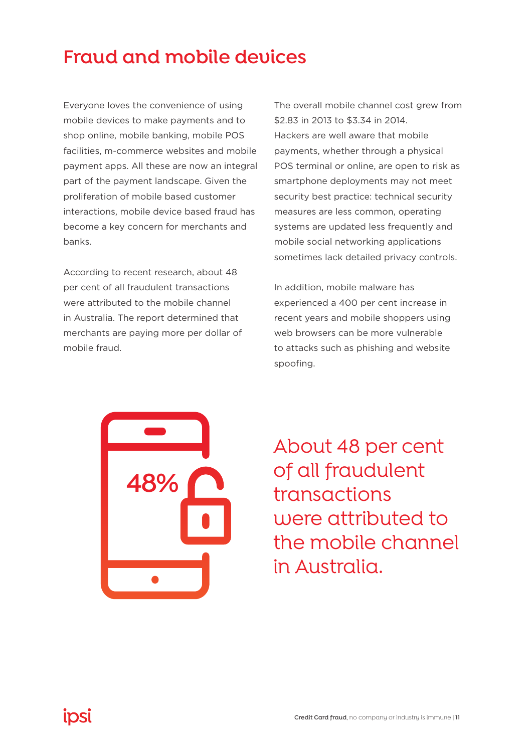# Fraud and mobile devices

Everyone loves the convenience of using mobile devices to make payments and to shop online, mobile banking, mobile POS facilities, m-commerce websites and mobile payment apps. All these are now an integral part of the payment landscape. Given the proliferation of mobile based customer interactions, mobile device based fraud has become a key concern for merchants and banks.

According to recent research, about 48 per cent of all fraudulent transactions were attributed to the mobile channel in Australia. The report determined that merchants are paying more per dollar of mobile fraud.

The overall mobile channel cost grew from $2.83 in 2013 to $3.34 in 2014. Hackers are well aware that mobile payments, whether through a physical POS terminal or online, are open to risk as smartphone deployments may not meet security best practice: technical security measures are less common, operating systems are updated less frequently and mobile social networking applications sometimes lack detailed privacy controls.

In addition, mobile malware has experienced a 400 per cent increase in recent years and mobile shoppers using web browsers can be more vulnerable to attacks such as phishing and website spoofing.

48%

About 48 per cent of all fraudulent transactions were attributed to the mobile channel in Australia.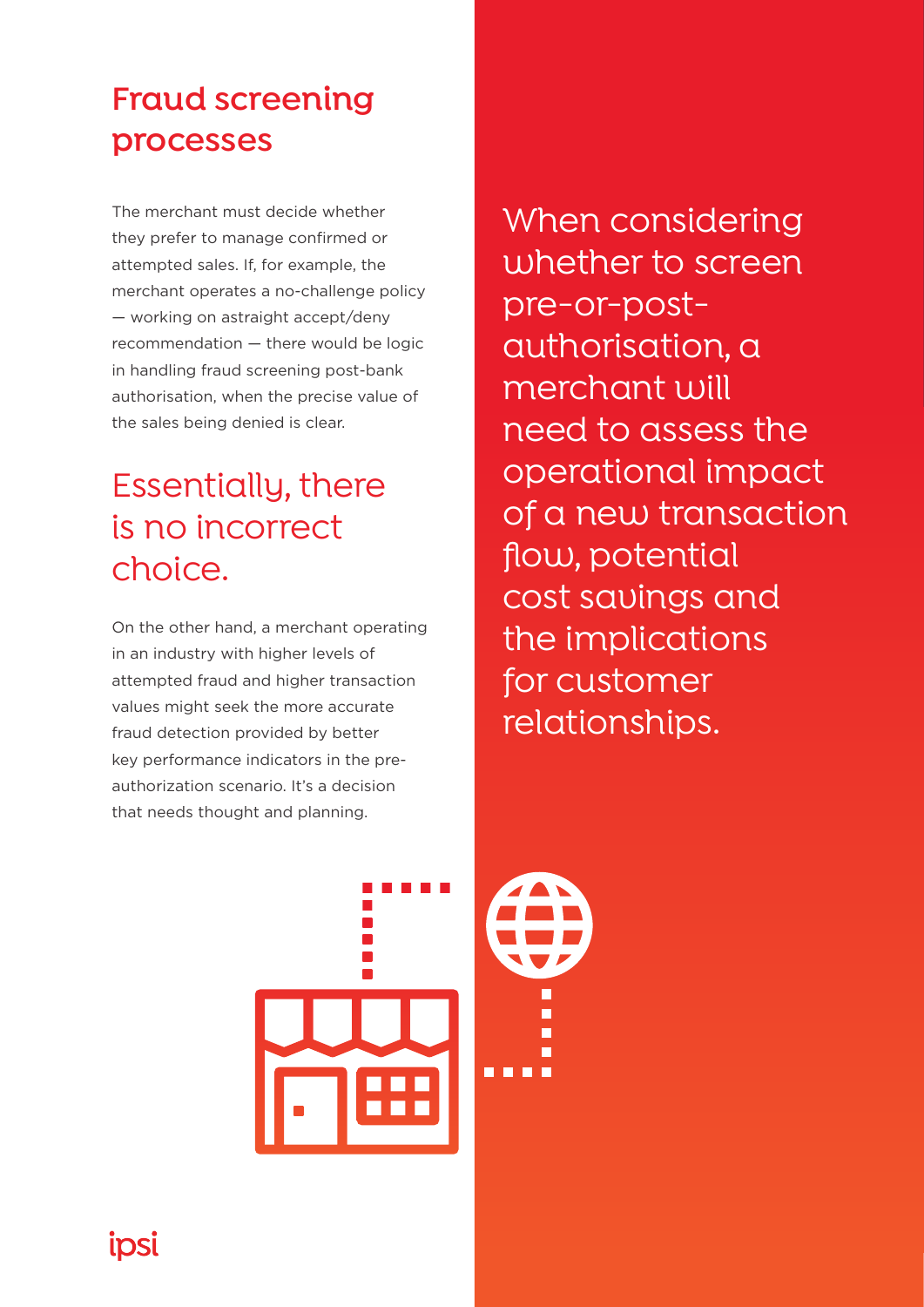# Fraud screening processes

The merchant must decide whether they prefer to manage confirmed or attempted sales. If, for example, the merchant operates a no-challenge policy — working on astraight accept/deny recommendation — there would be logic in handling fraud screening post-bank authorisation, when the precise value of the sales being denied is clear.

## Essentially, there is no incorrect choice.

On the other hand, a merchant operating in an industry with higher levels of attempted fraud and higher transaction values might seek the more accurate fraud detection provided by better key performance indicators in the pre-authorization scenario. It's a decision that needs thought and planning.

## When considering whether to screen pre-or-post-authorisation, a merchant will need to assess the operational impact of a new transaction flow, potential cost savings and the implications for customer relationships.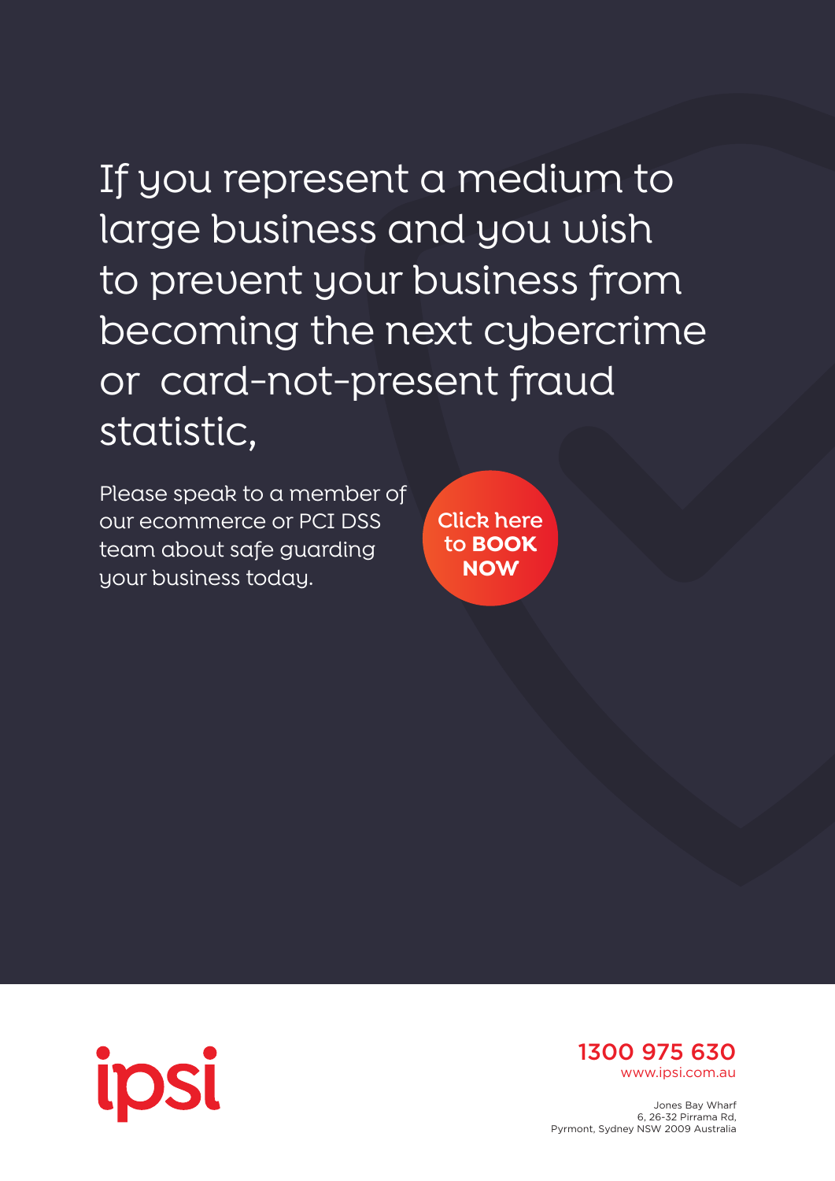# If you represent a medium to large business and you wish to prevent your business from becoming the next cybercrime or card-not-present fraud statistic,

Please speak to a member of our ecommerce or PCI DSS team about safe guarding your business today.

**Click here to BOOK NOW**

ipsi

**1300 975 630**
www.ipsi.com.au

Jones Bay Wharf
6, 26-32 Pirrama Rd,
Pyrmont, Sydney NSW 2009 Australia